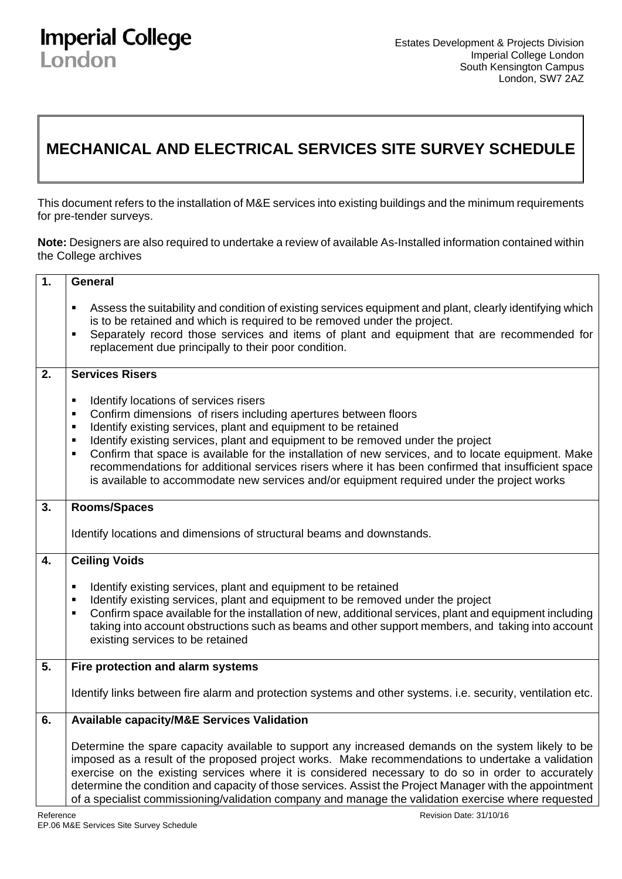Imperial College London

Estates Development & Projects Division
Imperial College London
South Kensington Campus
London, SW7 2AZ

# MECHANICAL AND ELECTRICAL SERVICES SITE SURVEY SCHEDULE

This document refers to the installation of M&E services into existing buildings and the minimum requirements for pre-tender surveys.

**Note:** Designers are also required to undertake a review of available As-Installed information contained within the College archives

| | |
|---|---|
| **1.** | **General**<br><br>▪ Assess the suitability and condition of existing services equipment and plant, clearly identifying which is to be retained and which is required to be removed under the project.<br>▪ Separately record those services and items of plant and equipment that are recommended for replacement due principally to their poor condition. |
| **2.** | **Services Risers**<br><br>▪ Identify locations of services risers<br>▪ Confirm dimensions of risers including apertures between floors<br>▪ Identify existing services, plant and equipment to be retained<br>▪ Identify existing services, plant and equipment to be removed under the project<br>▪ Confirm that space is available for the installation of new services, and to locate equipment. Make recommendations for additional services risers where it has been confirmed that insufficient space is available to accommodate new services and/or equipment required under the project works |
| **3.** | **Rooms/Spaces**<br><br>Identify locations and dimensions of structural beams and downstands. |
| **4.** | **Ceiling Voids**<br><br>▪ Identify existing services, plant and equipment to be retained<br>▪ Identify existing services, plant and equipment to be removed under the project<br>▪ Confirm space available for the installation of new, additional services, plant and equipment including taking into account obstructions such as beams and other support members, and taking into account existing services to be retained |
| **5.** | **Fire protection and alarm systems**<br><br>Identify links between fire alarm and protection systems and other systems. i.e. security, ventilation etc. |
| **6.** | **Available capacity/M&E Services Validation**<br><br>Determine the spare capacity available to support any increased demands on the system likely to be imposed as a result of the proposed project works. Make recommendations to undertake a validation exercise on the existing services where it is considered necessary to do so in order to accurately determine the condition and capacity of those services. Assist the Project Manager with the appointment of a specialist commissioning/validation company and manage the validation exercise where requested |

Reference
EP.06 M&E Services Site Survey Schedule

Revision Date: 31/10/16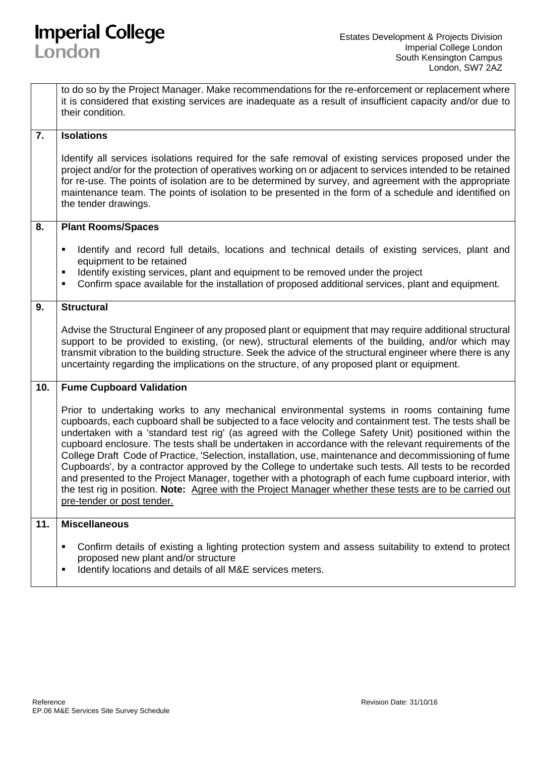| | |
|---|---|
| | to do so by the Project Manager. Make recommendations for the re-enforcement or replacement where it is considered that existing services are inadequate as a result of insufficient capacity and/or due to their condition. |
| **7.** | **Isolations**<br><br>Identify all services isolations required for the safe removal of existing services proposed under the project and/or for the protection of operatives working on or adjacent to services intended to be retained for re-use. The points of isolation are to be determined by survey, and agreement with the appropriate maintenance team. The points of isolation to be presented in the form of a schedule and identified on the tender drawings. |
| **8.** | **Plant Rooms/Spaces**<br><br>▪ Identify and record full details, locations and technical details of existing services, plant and equipment to be retained<br>▪ Identify existing services, plant and equipment to be removed under the project<br>▪ Confirm space available for the installation of proposed additional services, plant and equipment. |
| **9.** | **Structural**<br><br>Advise the Structural Engineer of any proposed plant or equipment that may require additional structural support to be provided to existing, (or new), structural elements of the building, and/or which may transmit vibration to the building structure. Seek the advice of the structural engineer where there is any uncertainty regarding the implications on the structure, of any proposed plant or equipment. |
| **10.** | **Fume Cupboard Validation**<br><br>Prior to undertaking works to any mechanical environmental systems in rooms containing fume cupboards, each cupboard shall be subjected to a face velocity and containment test. The tests shall be undertaken with a 'standard test rig' (as agreed with the College Safety Unit) positioned within the cupboard enclosure. The tests shall be undertaken in accordance with the relevant requirements of the College Draft Code of Practice, 'Selection, installation, use, maintenance and decommissioning of fume Cupboards', by a contractor approved by the College to undertake such tests. All tests to be recorded and presented to the Project Manager, together with a photograph of each fume cupboard interior, with the test rig in position. **Note:** <u>Agree with the Project Manager whether these tests are to be carried out pre-tender or post tender.</u> |
| **11.** | **Miscellaneous**<br><br>▪ Confirm details of existing a lighting protection system and assess suitability to extend to protect proposed new plant and/or structure<br>▪ Identify locations and details of all M&E services meters. |